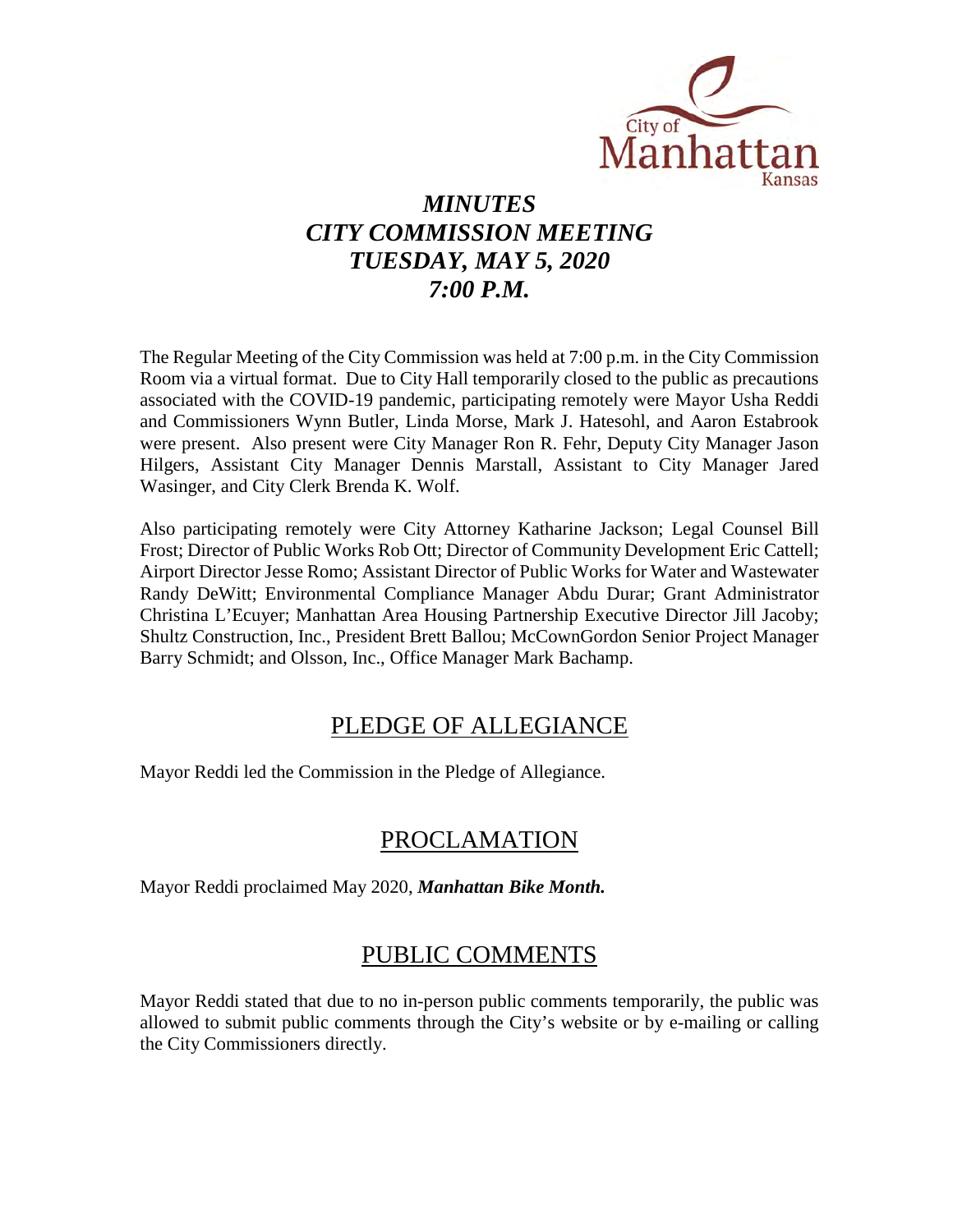City of Manhattan Kansas

# *MINUTES*
# *CITY COMMISSION MEETING*
# *TUESDAY, MAY 5, 2020*
# *7:00 P.M.*

The Regular Meeting of the City Commission was held at 7:00 p.m. in the City Commission Room via a virtual format. Due to City Hall temporarily closed to the public as precautions associated with the COVID-19 pandemic, participating remotely were Mayor Usha Reddi and Commissioners Wynn Butler, Linda Morse, Mark J. Hatesohl, and Aaron Estabrook were present. Also present were City Manager Ron R. Fehr, Deputy City Manager Jason Hilgers, Assistant City Manager Dennis Marstall, Assistant to City Manager Jared Wasinger, and City Clerk Brenda K. Wolf.

Also participating remotely were City Attorney Katharine Jackson; Legal Counsel Bill Frost; Director of Public Works Rob Ott; Director of Community Development Eric Cattell; Airport Director Jesse Romo; Assistant Director of Public Works for Water and Wastewater Randy DeWitt; Environmental Compliance Manager Abdu Durar; Grant Administrator Christina L'Ecuyer; Manhattan Area Housing Partnership Executive Director Jill Jacoby; Shultz Construction, Inc., President Brett Ballou; McCownGordon Senior Project Manager Barry Schmidt; and Olsson, Inc., Office Manager Mark Bachamp.

## PLEDGE OF ALLEGIANCE

Mayor Reddi led the Commission in the Pledge of Allegiance.

## PROCLAMATION

Mayor Reddi proclaimed May 2020, ***Manhattan Bike Month.***

## PUBLIC COMMENTS

Mayor Reddi stated that due to no in-person public comments temporarily, the public was allowed to submit public comments through the City's website or by e-mailing or calling the City Commissioners directly.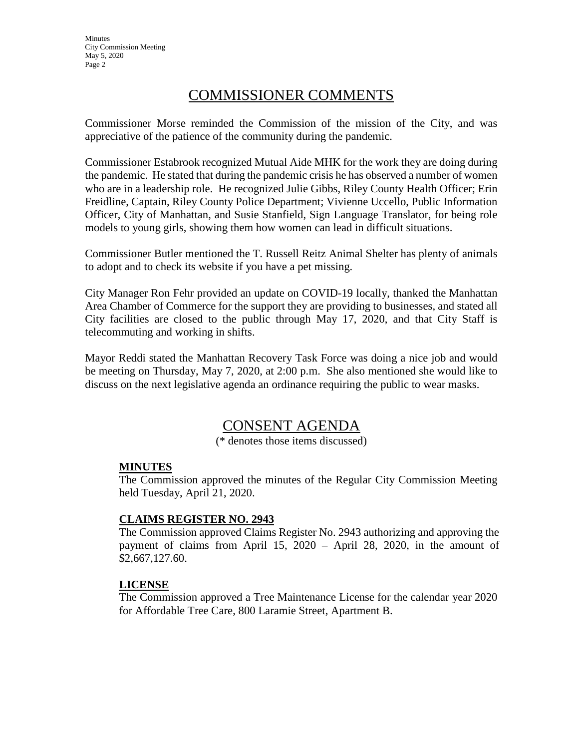## COMMISSIONER COMMENTS

Commissioner Morse reminded the Commission of the mission of the City, and was appreciative of the patience of the community during the pandemic.

Commissioner Estabrook recognized Mutual Aide MHK for the work they are doing during the pandemic. He stated that during the pandemic crisis he has observed a number of women who are in a leadership role. He recognized Julie Gibbs, Riley County Health Officer; Erin Freidline, Captain, Riley County Police Department; Vivienne Uccello, Public Information Officer, City of Manhattan, and Susie Stanfield, Sign Language Translator, for being role models to young girls, showing them how women can lead in difficult situations.

Commissioner Butler mentioned the T. Russell Reitz Animal Shelter has plenty of animals to adopt and to check its website if you have a pet missing.

City Manager Ron Fehr provided an update on COVID-19 locally, thanked the Manhattan Area Chamber of Commerce for the support they are providing to businesses, and stated all City facilities are closed to the public through May 17, 2020, and that City Staff is telecommuting and working in shifts.

Mayor Reddi stated the Manhattan Recovery Task Force was doing a nice job and would be meeting on Thursday, May 7, 2020, at 2:00 p.m. She also mentioned she would like to discuss on the next legislative agenda an ordinance requiring the public to wear masks.

## CONSENT AGENDA

(* denotes those items discussed)

### MINUTES

The Commission approved the minutes of the Regular City Commission Meeting held Tuesday, April 21, 2020.

### CLAIMS REGISTER NO. 2943

The Commission approved Claims Register No. 2943 authorizing and approving the payment of claims from April 15, 2020 – April 28, 2020, in the amount of $2,667,127.60.

### LICENSE

The Commission approved a Tree Maintenance License for the calendar year 2020 for Affordable Tree Care, 800 Laramie Street, Apartment B.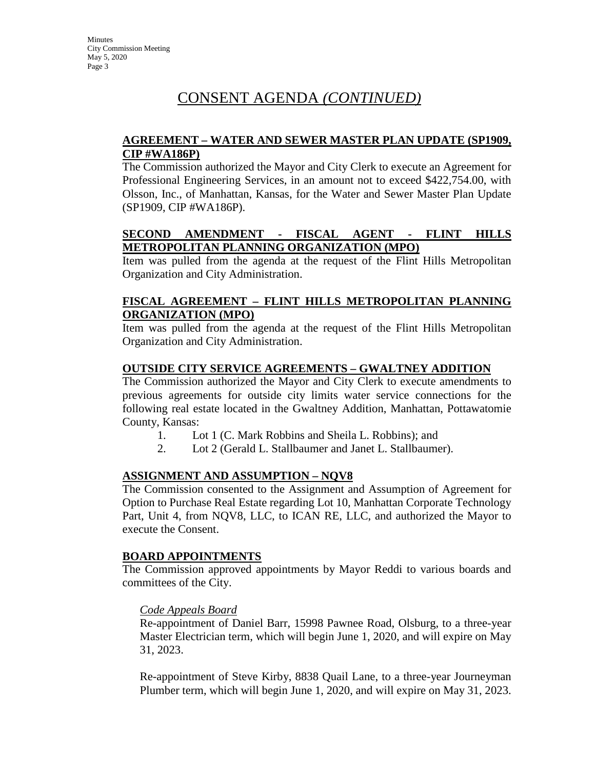# CONSENT AGENDA *(CONTINUED)*

**AGREEMENT – WATER AND SEWER MASTER PLAN UPDATE (SP1909, CIP #WA186P)**

The Commission authorized the Mayor and City Clerk to execute an Agreement for Professional Engineering Services, in an amount not to exceed $422,754.00, with Olsson, Inc., of Manhattan, Kansas, for the Water and Sewer Master Plan Update (SP1909, CIP #WA186P).

**SECOND AMENDMENT - FISCAL AGENT - FLINT HILLS METROPOLITAN PLANNING ORGANIZATION (MPO)**

Item was pulled from the agenda at the request of the Flint Hills Metropolitan Organization and City Administration.

**FISCAL AGREEMENT – FLINT HILLS METROPOLITAN PLANNING ORGANIZATION (MPO)**

Item was pulled from the agenda at the request of the Flint Hills Metropolitan Organization and City Administration.

**OUTSIDE CITY SERVICE AGREEMENTS – GWALTNEY ADDITION**

The Commission authorized the Mayor and City Clerk to execute amendments to previous agreements for outside city limits water service connections for the following real estate located in the Gwaltney Addition, Manhattan, Pottawatomie County, Kansas:

1. Lot 1 (C. Mark Robbins and Sheila L. Robbins); and
2. Lot 2 (Gerald L. Stallbaumer and Janet L. Stallbaumer).

**ASSIGNMENT AND ASSUMPTION – NQV8**

The Commission consented to the Assignment and Assumption of Agreement for Option to Purchase Real Estate regarding Lot 10, Manhattan Corporate Technology Part, Unit 4, from NQV8, LLC, to ICAN RE, LLC, and authorized the Mayor to execute the Consent.

**BOARD APPOINTMENTS**

The Commission approved appointments by Mayor Reddi to various boards and committees of the City.

*Code Appeals Board*

Re-appointment of Daniel Barr, 15998 Pawnee Road, Olsburg, to a three-year Master Electrician term, which will begin June 1, 2020, and will expire on May 31, 2023.

Re-appointment of Steve Kirby, 8838 Quail Lane, to a three-year Journeyman Plumber term, which will begin June 1, 2020, and will expire on May 31, 2023.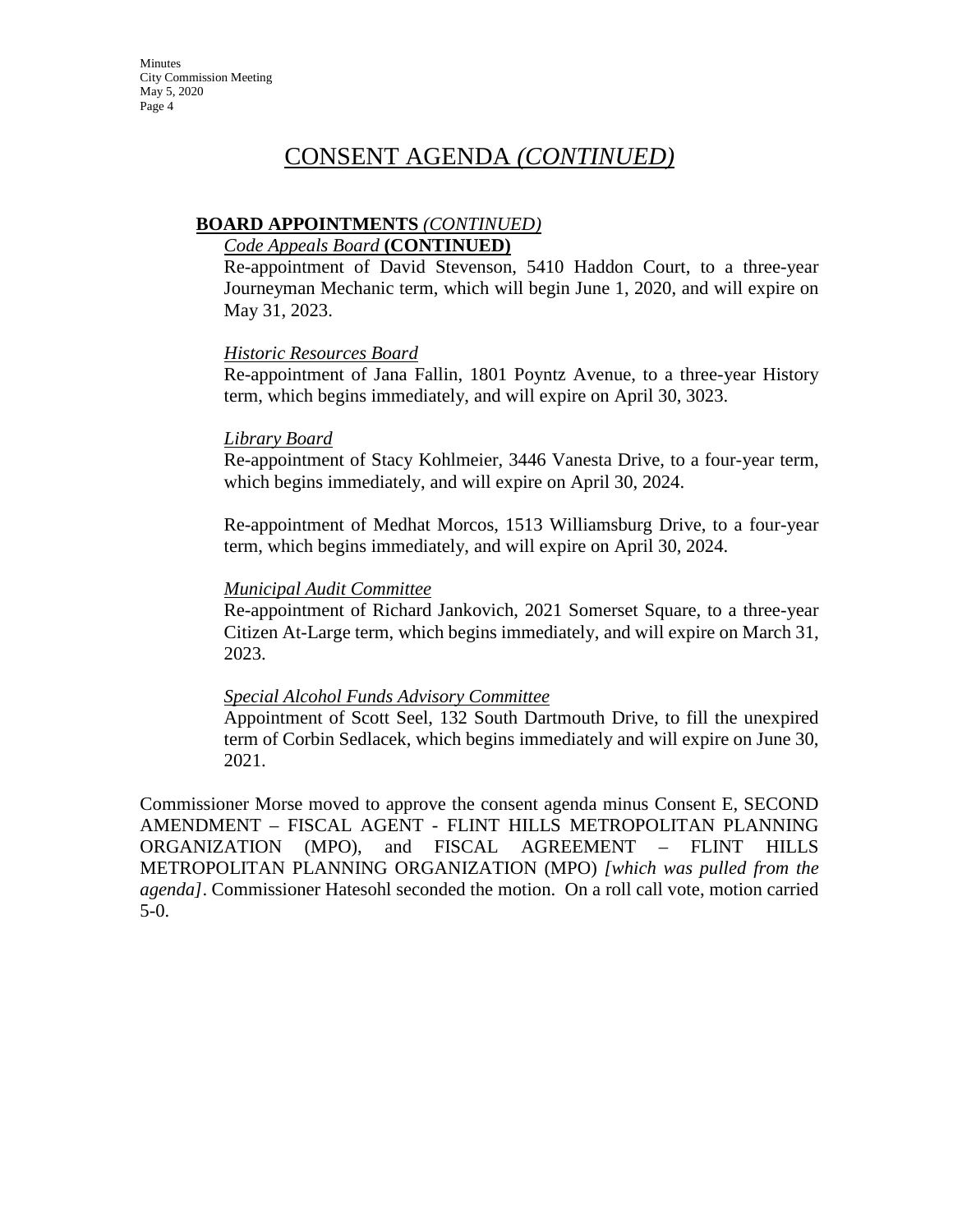# CONSENT AGENDA *(CONTINUED)*

**BOARD APPOINTMENTS** *(CONTINUED)*

*Code Appeals Board* **(CONTINUED)**

Re-appointment of David Stevenson, 5410 Haddon Court, to a three-year Journeyman Mechanic term, which will begin June 1, 2020, and will expire on May 31, 2023.

*Historic Resources Board*

Re-appointment of Jana Fallin, 1801 Poyntz Avenue, to a three-year History term, which begins immediately, and will expire on April 30, 3023.

*Library Board*

Re-appointment of Stacy Kohlmeier, 3446 Vanesta Drive, to a four-year term, which begins immediately, and will expire on April 30, 2024.

Re-appointment of Medhat Morcos, 1513 Williamsburg Drive, to a four-year term, which begins immediately, and will expire on April 30, 2024.

*Municipal Audit Committee*

Re-appointment of Richard Jankovich, 2021 Somerset Square, to a three-year Citizen At-Large term, which begins immediately, and will expire on March 31, 2023.

*Special Alcohol Funds Advisory Committee*

Appointment of Scott Seel, 132 South Dartmouth Drive, to fill the unexpired term of Corbin Sedlacek, which begins immediately and will expire on June 30, 2021.

Commissioner Morse moved to approve the consent agenda minus Consent E, SECOND AMENDMENT – FISCAL AGENT - FLINT HILLS METROPOLITAN PLANNING ORGANIZATION (MPO), and FISCAL AGREEMENT – FLINT HILLS METROPOLITAN PLANNING ORGANIZATION (MPO) *[which was pulled from the agenda]*. Commissioner Hatesohl seconded the motion. On a roll call vote, motion carried 5-0.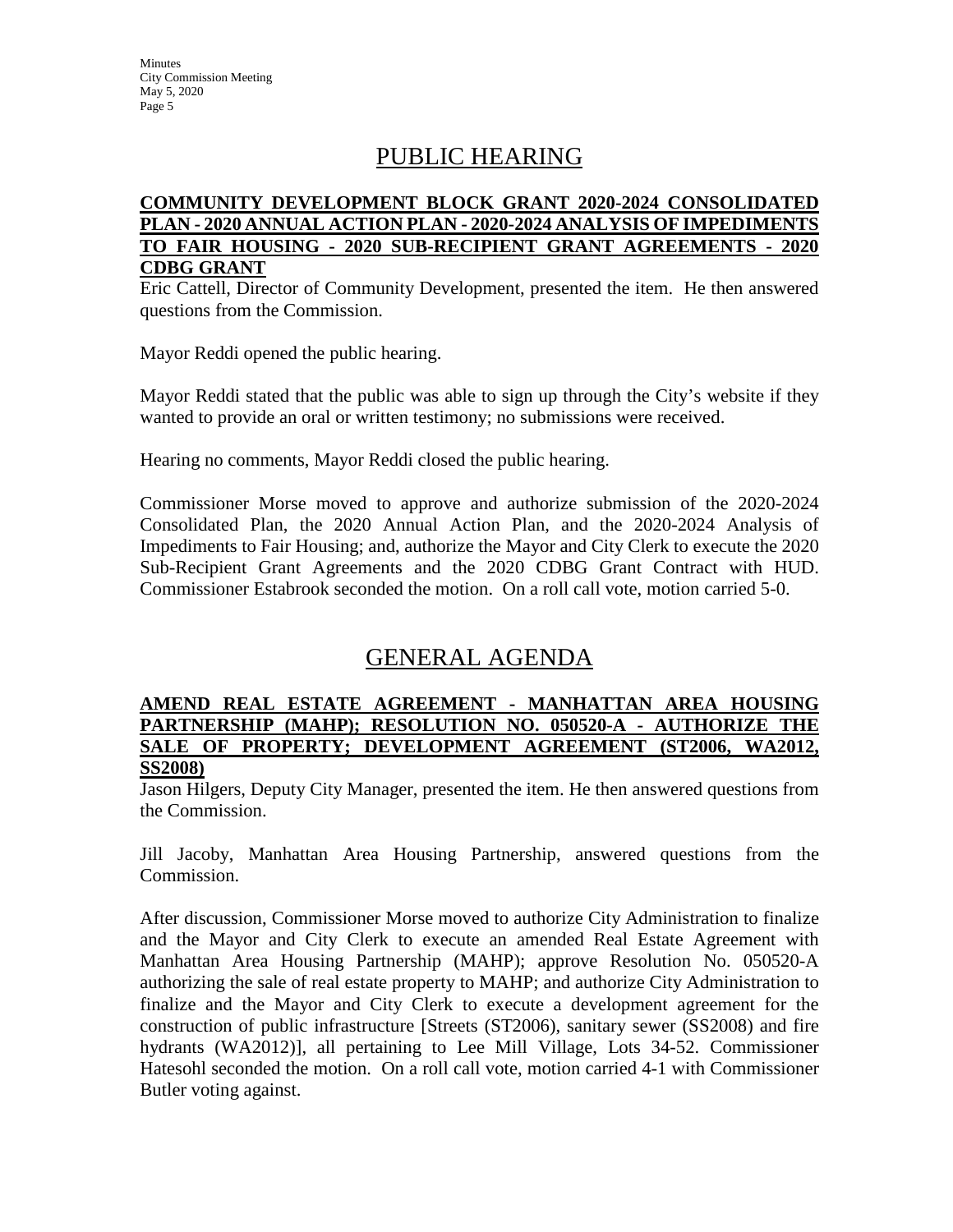# PUBLIC HEARING

**COMMUNITY DEVELOPMENT BLOCK GRANT 2020-2024 CONSOLIDATED PLAN - 2020 ANNUAL ACTION PLAN - 2020-2024 ANALYSIS OF IMPEDIMENTS TO FAIR HOUSING - 2020 SUB-RECIPIENT GRANT AGREEMENTS - 2020 CDBG GRANT**

Eric Cattell, Director of Community Development, presented the item. He then answered questions from the Commission.

Mayor Reddi opened the public hearing.

Mayor Reddi stated that the public was able to sign up through the City's website if they wanted to provide an oral or written testimony; no submissions were received.

Hearing no comments, Mayor Reddi closed the public hearing.

Commissioner Morse moved to approve and authorize submission of the 2020-2024 Consolidated Plan, the 2020 Annual Action Plan, and the 2020-2024 Analysis of Impediments to Fair Housing; and, authorize the Mayor and City Clerk to execute the 2020 Sub-Recipient Grant Agreements and the 2020 CDBG Grant Contract with HUD. Commissioner Estabrook seconded the motion. On a roll call vote, motion carried 5-0.

# GENERAL AGENDA

**AMEND REAL ESTATE AGREEMENT - MANHATTAN AREA HOUSING PARTNERSHIP (MAHP); RESOLUTION NO. 050520-A - AUTHORIZE THE SALE OF PROPERTY; DEVELOPMENT AGREEMENT (ST2006, WA2012, SS2008)**

Jason Hilgers, Deputy City Manager, presented the item. He then answered questions from the Commission.

Jill Jacoby, Manhattan Area Housing Partnership, answered questions from the Commission.

After discussion, Commissioner Morse moved to authorize City Administration to finalize and the Mayor and City Clerk to execute an amended Real Estate Agreement with Manhattan Area Housing Partnership (MAHP); approve Resolution No. 050520-A authorizing the sale of real estate property to MAHP; and authorize City Administration to finalize and the Mayor and City Clerk to execute a development agreement for the construction of public infrastructure [Streets (ST2006), sanitary sewer (SS2008) and fire hydrants (WA2012)], all pertaining to Lee Mill Village, Lots 34-52. Commissioner Hatesohl seconded the motion. On a roll call vote, motion carried 4-1 with Commissioner Butler voting against.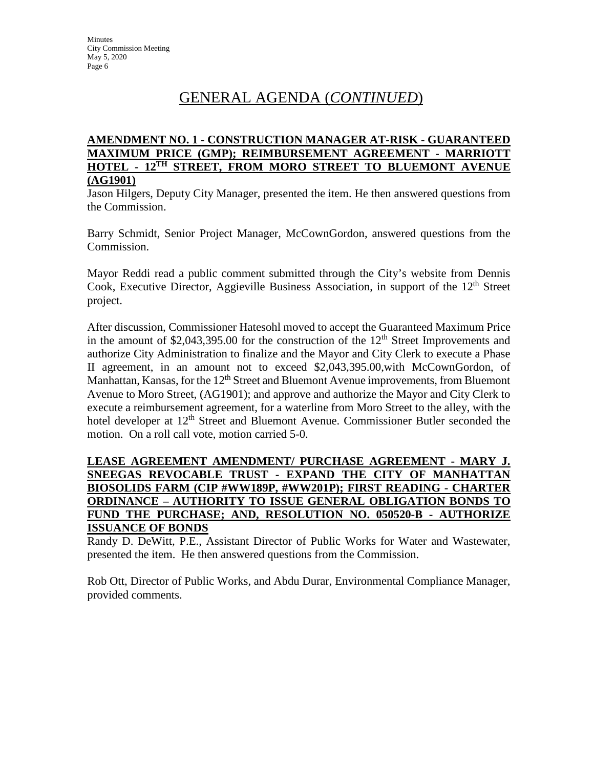# GENERAL AGENDA (*CONTINUED*)

**AMENDMENT NO. 1 - CONSTRUCTION MANAGER AT-RISK - GUARANTEED MAXIMUM PRICE (GMP); REIMBURSEMENT AGREEMENT - MARRIOTT HOTEL - 12TH STREET, FROM MORO STREET TO BLUEMONT AVENUE (AG1901)**

Jason Hilgers, Deputy City Manager, presented the item. He then answered questions from the Commission.

Barry Schmidt, Senior Project Manager, McCownGordon, answered questions from the Commission.

Mayor Reddi read a public comment submitted through the City's website from Dennis Cook, Executive Director, Aggieville Business Association, in support of the 12th Street project.

After discussion, Commissioner Hatesohl moved to accept the Guaranteed Maximum Price in the amount of $2,043,395.00 for the construction of the 12th Street Improvements and authorize City Administration to finalize and the Mayor and City Clerk to execute a Phase II agreement, in an amount not to exceed $2,043,395.00,with McCownGordon, of Manhattan, Kansas, for the 12th Street and Bluemont Avenue improvements, from Bluemont Avenue to Moro Street, (AG1901); and approve and authorize the Mayor and City Clerk to execute a reimbursement agreement, for a waterline from Moro Street to the alley, with the hotel developer at 12th Street and Bluemont Avenue. Commissioner Butler seconded the motion. On a roll call vote, motion carried 5-0.

**LEASE AGREEMENT AMENDMENT/ PURCHASE AGREEMENT - MARY J. SNEEGAS REVOCABLE TRUST - EXPAND THE CITY OF MANHATTAN BIOSOLIDS FARM (CIP #WW189P, #WW201P); FIRST READING - CHARTER ORDINANCE – AUTHORITY TO ISSUE GENERAL OBLIGATION BONDS TO FUND THE PURCHASE; AND, RESOLUTION NO. 050520-B - AUTHORIZE ISSUANCE OF BONDS**

Randy D. DeWitt, P.E., Assistant Director of Public Works for Water and Wastewater, presented the item. He then answered questions from the Commission.

Rob Ott, Director of Public Works, and Abdu Durar, Environmental Compliance Manager, provided comments.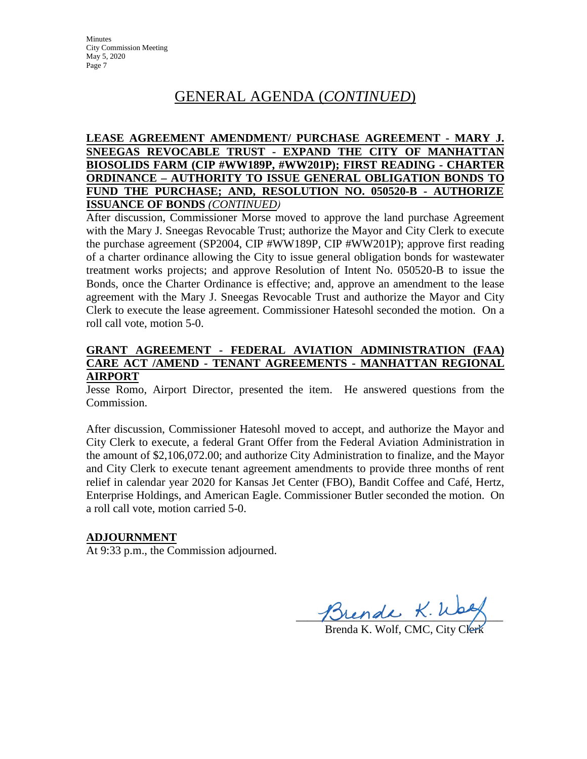# GENERAL AGENDA (*CONTINUED*)

**LEASE AGREEMENT AMENDMENT/ PURCHASE AGREEMENT - MARY J. SNEEGAS REVOCABLE TRUST - EXPAND THE CITY OF MANHATTAN BIOSOLIDS FARM (CIP #WW189P, #WW201P); FIRST READING - CHARTER ORDINANCE – AUTHORITY TO ISSUE GENERAL OBLIGATION BONDS TO FUND THE PURCHASE; AND, RESOLUTION NO. 050520-B - AUTHORIZE ISSUANCE OF BONDS** *(CONTINUED)*

After discussion, Commissioner Morse moved to approve the land purchase Agreement with the Mary J. Sneegas Revocable Trust; authorize the Mayor and City Clerk to execute the purchase agreement (SP2004, CIP #WW189P, CIP #WW201P); approve first reading of a charter ordinance allowing the City to issue general obligation bonds for wastewater treatment works projects; and approve Resolution of Intent No. 050520-B to issue the Bonds, once the Charter Ordinance is effective; and, approve an amendment to the lease agreement with the Mary J. Sneegas Revocable Trust and authorize the Mayor and City Clerk to execute the lease agreement. Commissioner Hatesohl seconded the motion. On a roll call vote, motion 5-0.

**GRANT AGREEMENT - FEDERAL AVIATION ADMINISTRATION (FAA) CARE ACT /AMEND - TENANT AGREEMENTS - MANHATTAN REGIONAL AIRPORT**

Jesse Romo, Airport Director, presented the item. He answered questions from the Commission.

After discussion, Commissioner Hatesohl moved to accept, and authorize the Mayor and City Clerk to execute, a federal Grant Offer from the Federal Aviation Administration in the amount of $2,106,072.00; and authorize City Administration to finalize, and the Mayor and City Clerk to execute tenant agreement amendments to provide three months of rent relief in calendar year 2020 for Kansas Jet Center (FBO), Bandit Coffee and Café, Hertz, Enterprise Holdings, and American Eagle. Commissioner Butler seconded the motion. On a roll call vote, motion carried 5-0.

**ADJOURNMENT**

At 9:33 p.m., the Commission adjourned.

Brenda K. Wolf

Brenda K. Wolf, CMC, City Clerk